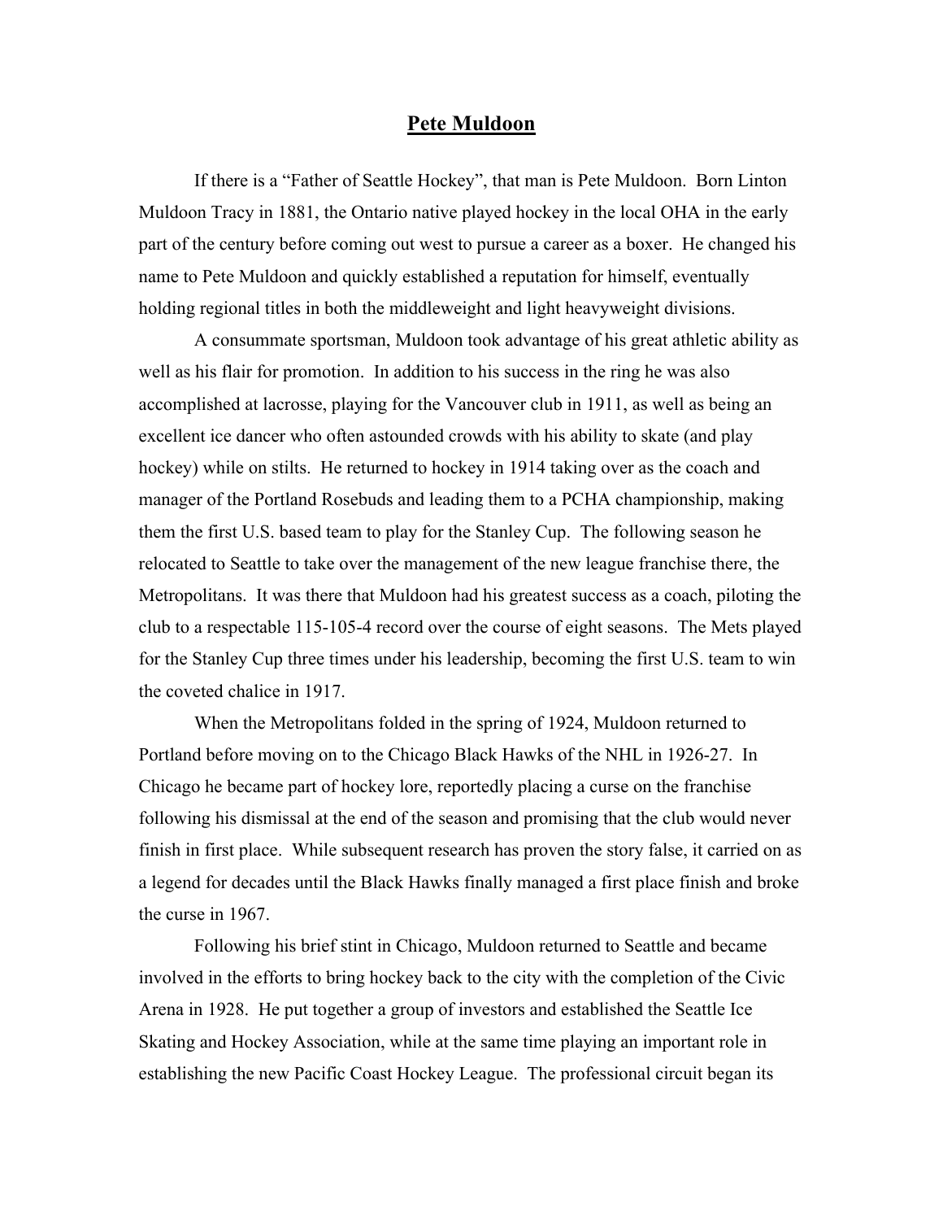# Pete Muldoon

If there is a "Father of Seattle Hockey", that man is Pete Muldoon. Born Linton Muldoon Tracy in 1881, the Ontario native played hockey in the local OHA in the early part of the century before coming out west to pursue a career as a boxer. He changed his name to Pete Muldoon and quickly established a reputation for himself, eventually holding regional titles in both the middleweight and light heavyweight divisions.

A consummate sportsman, Muldoon took advantage of his great athletic ability as well as his flair for promotion. In addition to his success in the ring he was also accomplished at lacrosse, playing for the Vancouver club in 1911, as well as being an excellent ice dancer who often astounded crowds with his ability to skate (and play hockey) while on stilts. He returned to hockey in 1914 taking over as the coach and manager of the Portland Rosebuds and leading them to a PCHA championship, making them the first U.S. based team to play for the Stanley Cup. The following season he relocated to Seattle to take over the management of the new league franchise there, the Metropolitans. It was there that Muldoon had his greatest success as a coach, piloting the club to a respectable 115-105-4 record over the course of eight seasons. The Mets played for the Stanley Cup three times under his leadership, becoming the first U.S. team to win the coveted chalice in 1917.

When the Metropolitans folded in the spring of 1924, Muldoon returned to Portland before moving on to the Chicago Black Hawks of the NHL in 1926-27. In Chicago he became part of hockey lore, reportedly placing a curse on the franchise following his dismissal at the end of the season and promising that the club would never finish in first place. While subsequent research has proven the story false, it carried on as a legend for decades until the Black Hawks finally managed a first place finish and broke the curse in 1967.

Following his brief stint in Chicago, Muldoon returned to Seattle and became involved in the efforts to bring hockey back to the city with the completion of the Civic Arena in 1928. He put together a group of investors and established the Seattle Ice Skating and Hockey Association, while at the same time playing an important role in establishing the new Pacific Coast Hockey League. The professional circuit began its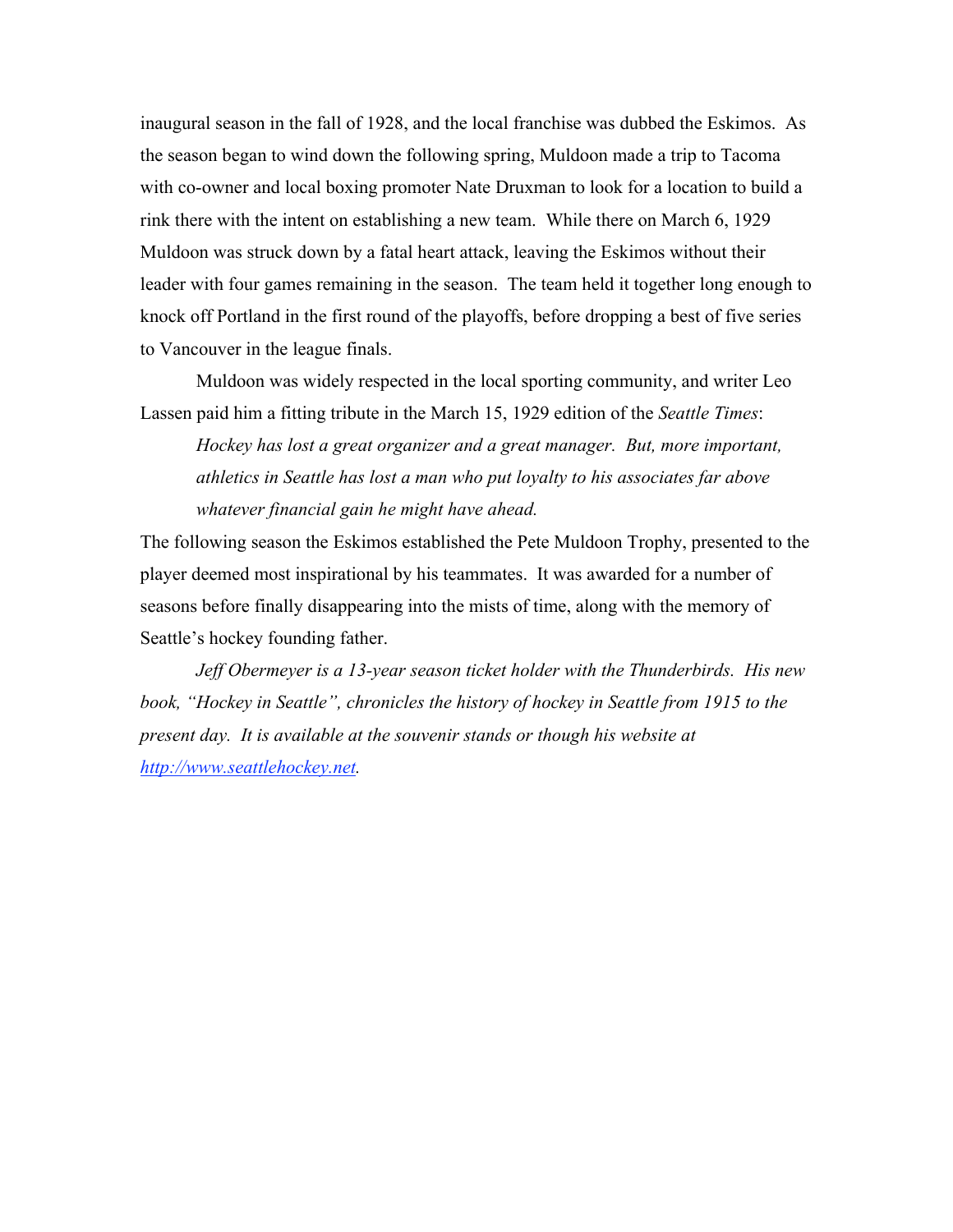inaugural season in the fall of 1928, and the local franchise was dubbed the Eskimos. As the season began to wind down the following spring, Muldoon made a trip to Tacoma with co-owner and local boxing promoter Nate Druxman to look for a location to build a rink there with the intent on establishing a new team. While there on March 6, 1929 Muldoon was struck down by a fatal heart attack, leaving the Eskimos without their leader with four games remaining in the season. The team held it together long enough to knock off Portland in the first round of the playoffs, before dropping a best of five series to Vancouver in the league finals.

Muldoon was widely respected in the local sporting community, and writer Leo Lassen paid him a fitting tribute in the March 15, 1929 edition of the *Seattle Times*:

> *Hockey has lost a great organizer and a great manager. But, more important, athletics in Seattle has lost a man who put loyalty to his associates far above whatever financial gain he might have ahead.*

The following season the Eskimos established the Pete Muldoon Trophy, presented to the player deemed most inspirational by his teammates. It was awarded for a number of seasons before finally disappearing into the mists of time, along with the memory of Seattle's hockey founding father.

*Jeff Obermeyer is a 13-year season ticket holder with the Thunderbirds. His new book, "Hockey in Seattle", chronicles the history of hockey in Seattle from 1915 to the present day. It is available at the souvenir stands or though his website at [http://www.seattlehockey.net](http://www.seattlehockey.net).*